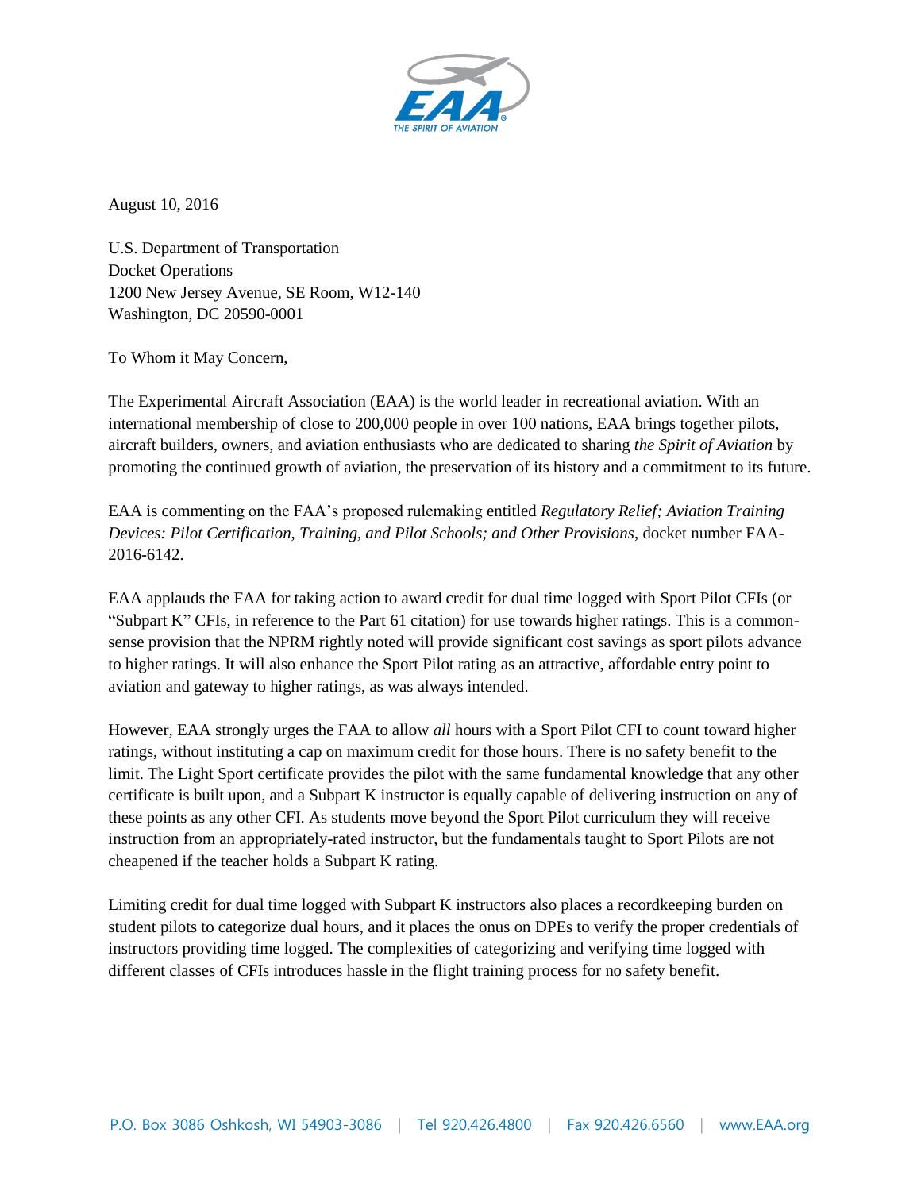August 10, 2016

U.S. Department of Transportation
Docket Operations
1200 New Jersey Avenue, SE Room, W12-140
Washington, DC 20590-0001

To Whom it May Concern,

The Experimental Aircraft Association (EAA) is the world leader in recreational aviation. With an international membership of close to 200,000 people in over 100 nations, EAA brings together pilots, aircraft builders, owners, and aviation enthusiasts who are dedicated to sharing *the Spirit of Aviation* by promoting the continued growth of aviation, the preservation of its history and a commitment to its future.

EAA is commenting on the FAA's proposed rulemaking entitled *Regulatory Relief; Aviation Training Devices: Pilot Certification, Training, and Pilot Schools; and Other Provisions*, docket number FAA-2016-6142.

EAA applauds the FAA for taking action to award credit for dual time logged with Sport Pilot CFIs (or "Subpart K" CFIs, in reference to the Part 61 citation) for use towards higher ratings. This is a common-sense provision that the NPRM rightly noted will provide significant cost savings as sport pilots advance to higher ratings. It will also enhance the Sport Pilot rating as an attractive, affordable entry point to aviation and gateway to higher ratings, as was always intended.

However, EAA strongly urges the FAA to allow *all* hours with a Sport Pilot CFI to count toward higher ratings, without instituting a cap on maximum credit for those hours. There is no safety benefit to the limit. The Light Sport certificate provides the pilot with the same fundamental knowledge that any other certificate is built upon, and a Subpart K instructor is equally capable of delivering instruction on any of these points as any other CFI. As students move beyond the Sport Pilot curriculum they will receive instruction from an appropriately-rated instructor, but the fundamentals taught to Sport Pilots are not cheapened if the teacher holds a Subpart K rating.

Limiting credit for dual time logged with Subpart K instructors also places a recordkeeping burden on student pilots to categorize dual hours, and it places the onus on DPEs to verify the proper credentials of instructors providing time logged. The complexities of categorizing and verifying time logged with different classes of CFIs introduces hassle in the flight training process for no safety benefit.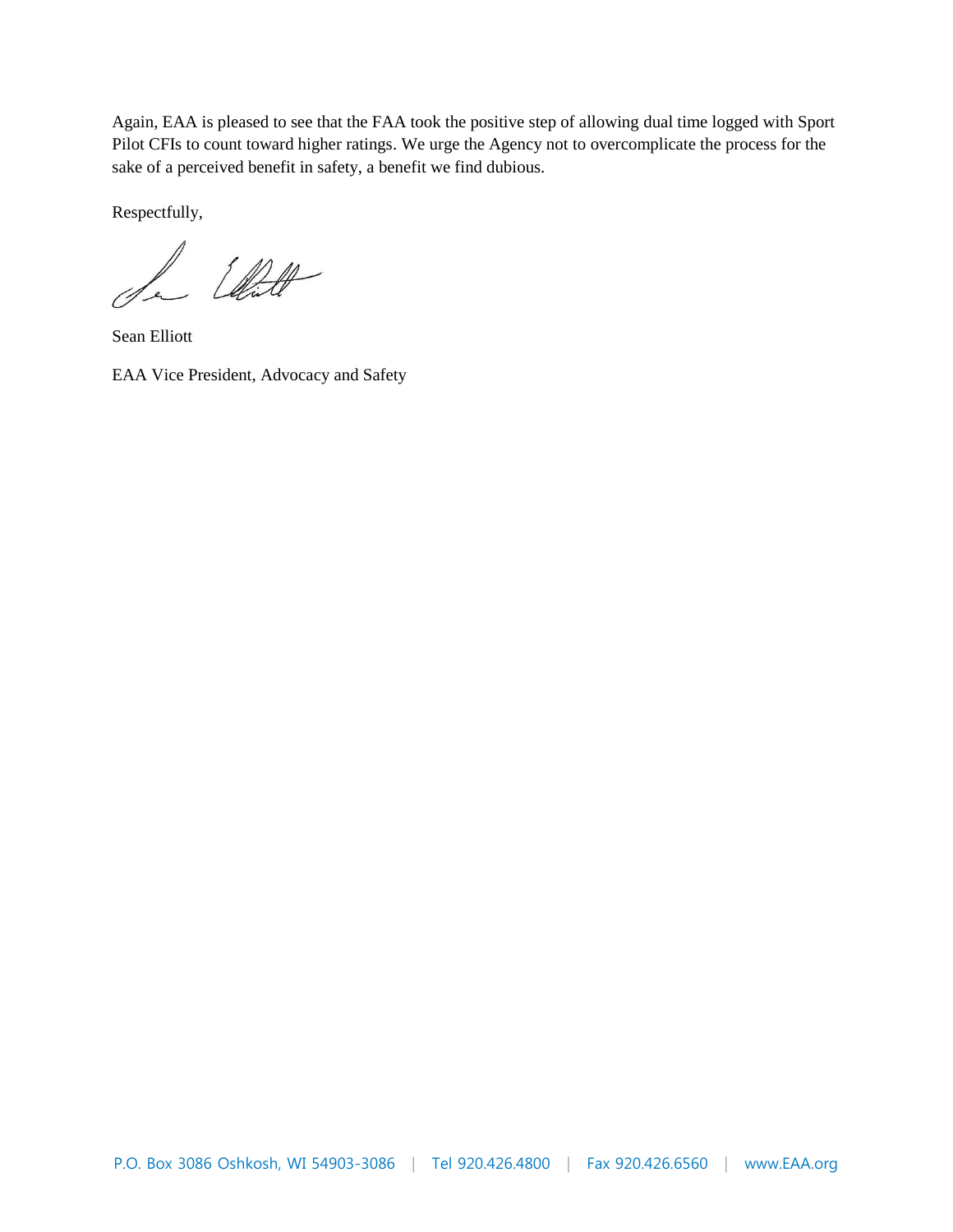Again, EAA is pleased to see that the FAA took the positive step of allowing dual time logged with Sport Pilot CFIs to count toward higher ratings. We urge the Agency not to overcomplicate the process for the sake of a perceived benefit in safety, a benefit we find dubious.

Respectfully,

Sean Elliott

EAA Vice President, Advocacy and Safety